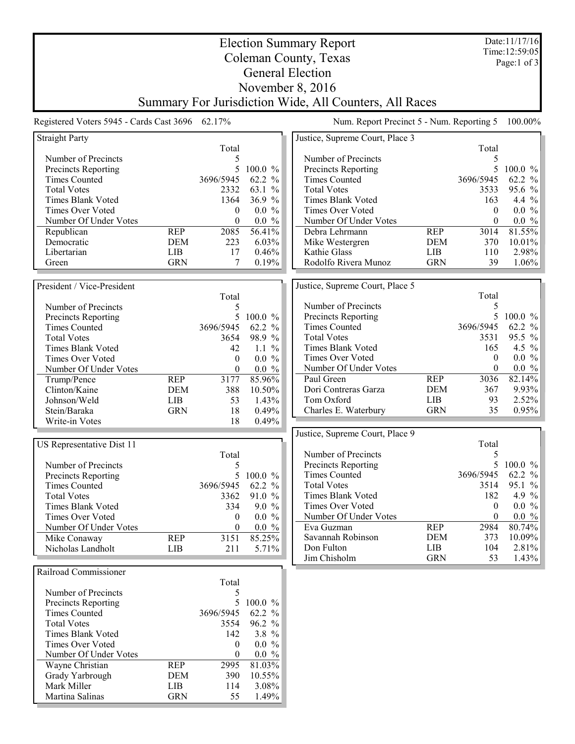# Election Summary Report
# Coleman County, Texas
# General Election
# November 8, 2016
## Summary For Jurisdiction Wide, All Counters, All Races

Date:11/17/16
Time:12:59:05

Registered Voters 5945 - Cards Cast 3696 62.17%

Num. Report Precinct 5 - Num. Reporting 5 100.00%

### Straight Party

| | | Total | |
|---|---|---|---|
| Number of Precincts | | 5 | |
| Precincts Reporting | | 5 | 100.0 % |
| Times Counted | | 3696/5945 | 62.2 % |
| Total Votes | | 2332 | 63.1 % |
| Times Blank Voted | | 1364 | 36.9 % |
| Times Over Voted | | 0 | 0.0 % |
| Number Of Under Votes | | 0 | 0.0 % |
| Republican | REP | 2085 | 56.41% |
| Democratic | DEM | 223 | 6.03% |
| Libertarian | LIB | 17 | 0.46% |
| Green | GRN | 7 | 0.19% |

### President / Vice-President

| | | Total | |
|---|---|---|---|
| Number of Precincts | | 5 | |
| Precincts Reporting | | 5 | 100.0 % |
| Times Counted | | 3696/5945 | 62.2 % |
| Total Votes | | 3654 | 98.9 % |
| Times Blank Voted | | 42 | 1.1 % |
| Times Over Voted | | 0 | 0.0 % |
| Number Of Under Votes | | 0 | 0.0 % |
| Trump/Pence | REP | 3177 | 85.96% |
| Clinton/Kaine | DEM | 388 | 10.50% |
| Johnson/Weld | LIB | 53 | 1.43% |
| Stein/Baraka | GRN | 18 | 0.49% |
| Write-in Votes | | 18 | 0.49% |

### US Representative Dist 11

| | | Total | |
|---|---|---|---|
| Number of Precincts | | 5 | |
| Precincts Reporting | | 5 | 100.0 % |
| Times Counted | | 3696/5945 | 62.2 % |
| Total Votes | | 3362 | 91.0 % |
| Times Blank Voted | | 334 | 9.0 % |
| Times Over Voted | | 0 | 0.0 % |
| Number Of Under Votes | | 0 | 0.0 % |
| Mike Conaway | REP | 3151 | 85.25% |
| Nicholas Landholt | LIB | 211 | 5.71% |

### Railroad Commissioner

| | | Total | |
|---|---|---|---|
| Number of Precincts | | 5 | |
| Precincts Reporting | | 5 | 100.0 % |
| Times Counted | | 3696/5945 | 62.2 % |
| Total Votes | | 3554 | 96.2 % |
| Times Blank Voted | | 142 | 3.8 % |
| Times Over Voted | | 0 | 0.0 % |
| Number Of Under Votes | | 0 | 0.0 % |
| Wayne Christian | REP | 2995 | 81.03% |
| Grady Yarbrough | DEM | 390 | 10.55% |
| Mark Miller | LIB | 114 | 3.08% |
| Martina Salinas | GRN | 55 | 1.49% |

### Justice, Supreme Court, Place 3

| | | Total | |
|---|---|---|---|
| Number of Precincts | | 5 | |
| Precincts Reporting | | 5 | 100.0 % |
| Times Counted | | 3696/5945 | 62.2 % |
| Total Votes | | 3533 | 95.6 % |
| Times Blank Voted | | 163 | 4.4 % |
| Times Over Voted | | 0 | 0.0 % |
| Number Of Under Votes | | 0 | 0.0 % |
| Debra Lehrmann | REP | 3014 | 81.55% |
| Mike Westergren | DEM | 370 | 10.01% |
| Kathie Glass | LIB | 110 | 2.98% |
| Rodolfo Rivera Munoz | GRN | 39 | 1.06% |

### Justice, Supreme Court, Place 5

| | | Total | |
|---|---|---|---|
| Number of Precincts | | 5 | |
| Precincts Reporting | | 5 | 100.0 % |
| Times Counted | | 3696/5945 | 62.2 % |
| Total Votes | | 3531 | 95.5 % |
| Times Blank Voted | | 165 | 4.5 % |
| Times Over Voted | | 0 | 0.0 % |
| Number Of Under Votes | | 0 | 0.0 % |
| Paul Green | REP | 3036 | 82.14% |
| Dori Contreras Garza | DEM | 367 | 9.93% |
| Tom Oxford | LIB | 93 | 2.52% |
| Charles E. Waterbury | GRN | 35 | 0.95% |

### Justice, Supreme Court, Place 9

| | | Total | |
|---|---|---|---|
| Number of Precincts | | 5 | |
| Precincts Reporting | | 5 | 100.0 % |
| Times Counted | | 3696/5945 | 62.2 % |
| Total Votes | | 3514 | 95.1 % |
| Times Blank Voted | | 182 | 4.9 % |
| Times Over Voted | | 0 | 0.0 % |
| Number Of Under Votes | | 0 | 0.0 % |
| Eva Guzman | REP | 2984 | 80.74% |
| Savannah Robinson | DEM | 373 | 10.09% |
| Don Fulton | LIB | 104 | 2.81% |
| Jim Chisholm | GRN | 53 | 1.43% |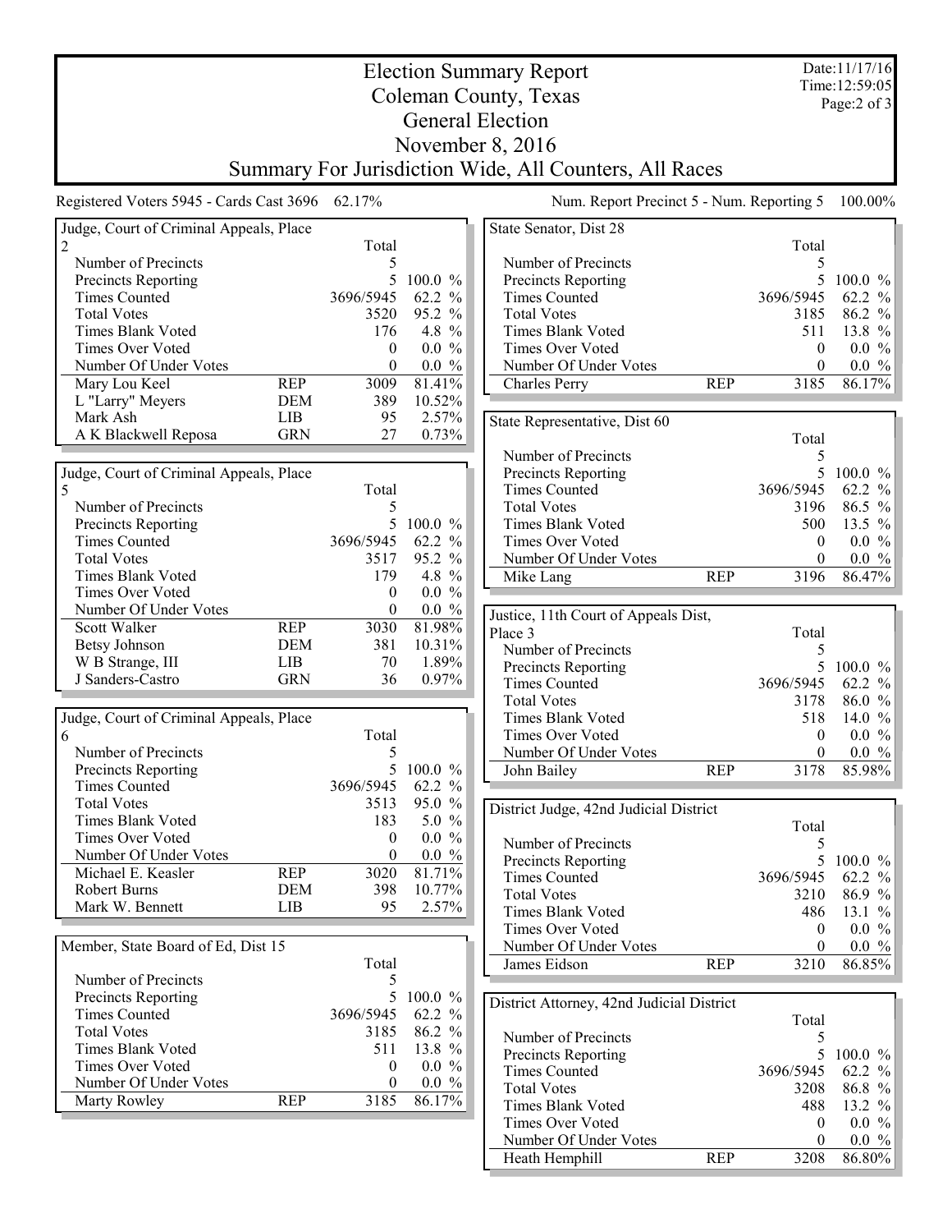# Election Summary Report
## Coleman County, Texas
## General Election
## November 8, 2016
## Summary For Jurisdiction Wide, All Counters, All Races

Date:11/17/16
Time:12:59:05

Registered Voters 5945 - Cards Cast 3696 62.17%

Num. Report Precinct 5 - Num. Reporting 5 100.00%

### Judge, Court of Criminal Appeals, Place 2

| | | Total | |
|---|---|---|---|
| Number of Precincts | | 5 | |
| Precincts Reporting | | 5 | 100.0 % |
| Times Counted | | 3696/5945 | 62.2 % |
| Total Votes | | 3520 | 95.2 % |
| Times Blank Voted | | 176 | 4.8 % |
| Times Over Voted | | 0 | 0.0 % |
| Number Of Under Votes | | 0 | 0.0 % |
| Mary Lou Keel | REP | 3009 | 81.41% |
| L "Larry" Meyers | DEM | 389 | 10.52% |
| Mark Ash | LIB | 95 | 2.57% |
| A K Blackwell Reposa | GRN | 27 | 0.73% |

### Judge, Court of Criminal Appeals, Place 5

| | | Total | |
|---|---|---|---|
| Number of Precincts | | 5 | |
| Precincts Reporting | | 5 | 100.0 % |
| Times Counted | | 3696/5945 | 62.2 % |
| Total Votes | | 3517 | 95.2 % |
| Times Blank Voted | | 179 | 4.8 % |
| Times Over Voted | | 0 | 0.0 % |
| Number Of Under Votes | | 0 | 0.0 % |
| Scott Walker | REP | 3030 | 81.98% |
| Betsy Johnson | DEM | 381 | 10.31% |
| W B Strange, III | LIB | 70 | 1.89% |
| J Sanders-Castro | GRN | 36 | 0.97% |

### Judge, Court of Criminal Appeals, Place 6

| | | Total | |
|---|---|---|---|
| Number of Precincts | | 5 | |
| Precincts Reporting | | 5 | 100.0 % |
| Times Counted | | 3696/5945 | 62.2 % |
| Total Votes | | 3513 | 95.0 % |
| Times Blank Voted | | 183 | 5.0 % |
| Times Over Voted | | 0 | 0.0 % |
| Number Of Under Votes | | 0 | 0.0 % |
| Michael E. Keasler | REP | 3020 | 81.71% |
| Robert Burns | DEM | 398 | 10.77% |
| Mark W. Bennett | LIB | 95 | 2.57% |

### Member, State Board of Ed, Dist 15

| | | Total | |
|---|---|---|---|
| Number of Precincts | | 5 | |
| Precincts Reporting | | 5 | 100.0 % |
| Times Counted | | 3696/5945 | 62.2 % |
| Total Votes | | 3185 | 86.2 % |
| Times Blank Voted | | 511 | 13.8 % |
| Times Over Voted | | 0 | 0.0 % |
| Number Of Under Votes | | 0 | 0.0 % |
| Marty Rowley | REP | 3185 | 86.17% |

### State Senator, Dist 28

| | | Total | |
|---|---|---|---|
| Number of Precincts | | 5 | |
| Precincts Reporting | | 5 | 100.0 % |
| Times Counted | | 3696/5945 | 62.2 % |
| Total Votes | | 3185 | 86.2 % |
| Times Blank Voted | | 511 | 13.8 % |
| Times Over Voted | | 0 | 0.0 % |
| Number Of Under Votes | | 0 | 0.0 % |
| Charles Perry | REP | 3185 | 86.17% |

### State Representative, Dist 60

| | | Total | |
|---|---|---|---|
| Number of Precincts | | 5 | |
| Precincts Reporting | | 5 | 100.0 % |
| Times Counted | | 3696/5945 | 62.2 % |
| Total Votes | | 3196 | 86.5 % |
| Times Blank Voted | | 500 | 13.5 % |
| Times Over Voted | | 0 | 0.0 % |
| Number Of Under Votes | | 0 | 0.0 % |
| Mike Lang | REP | 3196 | 86.47% |

### Justice, 11th Court of Appeals Dist, Place 3

| | | Total | |
|---|---|---|---|
| Number of Precincts | | 5 | |
| Precincts Reporting | | 5 | 100.0 % |
| Times Counted | | 3696/5945 | 62.2 % |
| Total Votes | | 3178 | 86.0 % |
| Times Blank Voted | | 518 | 14.0 % |
| Times Over Voted | | 0 | 0.0 % |
| Number Of Under Votes | | 0 | 0.0 % |
| John Bailey | REP | 3178 | 85.98% |

### District Judge, 42nd Judicial District

| | | Total | |
|---|---|---|---|
| Number of Precincts | | 5 | |
| Precincts Reporting | | 5 | 100.0 % |
| Times Counted | | 3696/5945 | 62.2 % |
| Total Votes | | 3210 | 86.9 % |
| Times Blank Voted | | 486 | 13.1 % |
| Times Over Voted | | 0 | 0.0 % |
| Number Of Under Votes | | 0 | 0.0 % |
| James Eidson | REP | 3210 | 86.85% |

### District Attorney, 42nd Judicial District

| | | Total | |
|---|---|---|---|
| Number of Precincts | | 5 | |
| Precincts Reporting | | 5 | 100.0 % |
| Times Counted | | 3696/5945 | 62.2 % |
| Total Votes | | 3208 | 86.8 % |
| Times Blank Voted | | 488 | 13.2 % |
| Times Over Voted | | 0 | 0.0 % |
| Number Of Under Votes | | 0 | 0.0 % |
| Heath Hemphill | REP | 3208 | 86.80% |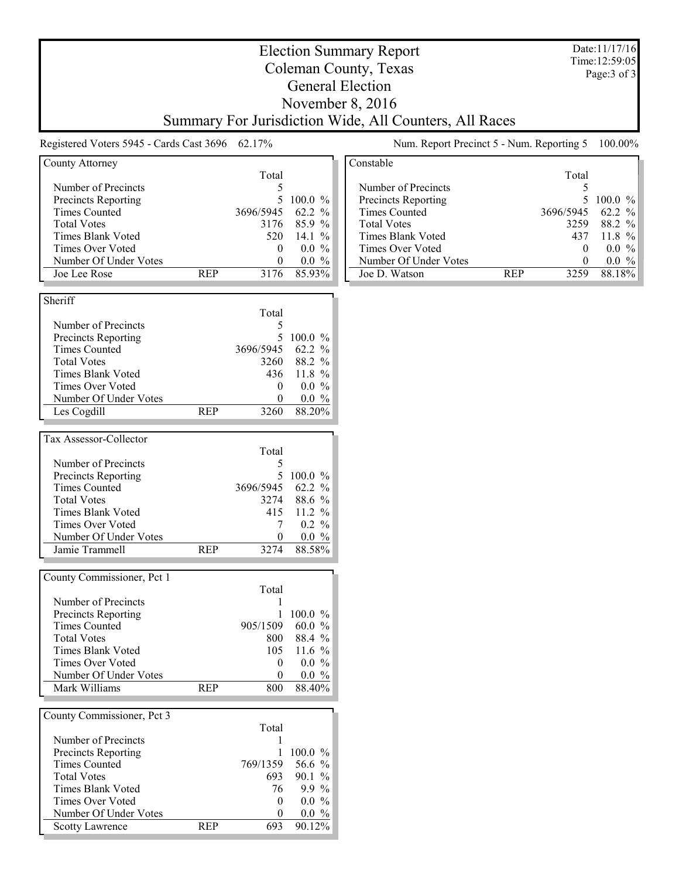# Election Summary Report
## Coleman County, Texas
## General Election
## November 8, 2016
## Summary For Jurisdiction Wide, All Counters, All Races

Date:11/17/16
Time:12:59:05

Registered Voters 5945 - Cards Cast 3696 62.17%

Num. Report Precinct 5 - Num. Reporting 5 100.00%

### County Attorney

| | | Total | |
|---|---|---|---|
| Number of Precincts | | 5 | |
| Precincts Reporting | | 5 | 100.0 % |
| Times Counted | | 3696/5945 | 62.2 % |
| Total Votes | | 3176 | 85.9 % |
| Times Blank Voted | | 520 | 14.1 % |
| Times Over Voted | | 0 | 0.0 % |
| Number Of Under Votes | | 0 | 0.0 % |
| Joe Lee Rose | REP | 3176 | 85.93% |

### Sheriff

| | | Total | |
|---|---|---|---|
| Number of Precincts | | 5 | |
| Precincts Reporting | | 5 | 100.0 % |
| Times Counted | | 3696/5945 | 62.2 % |
| Total Votes | | 3260 | 88.2 % |
| Times Blank Voted | | 436 | 11.8 % |
| Times Over Voted | | 0 | 0.0 % |
| Number Of Under Votes | | 0 | 0.0 % |
| Les Cogdill | REP | 3260 | 88.20% |

### Tax Assessor-Collector

| | | Total | |
|---|---|---|---|
| Number of Precincts | | 5 | |
| Precincts Reporting | | 5 | 100.0 % |
| Times Counted | | 3696/5945 | 62.2 % |
| Total Votes | | 3274 | 88.6 % |
| Times Blank Voted | | 415 | 11.2 % |
| Times Over Voted | | 7 | 0.2 % |
| Number Of Under Votes | | 0 | 0.0 % |
| Jamie Trammell | REP | 3274 | 88.58% |

### County Commissioner, Pct 1

| | | Total | |
|---|---|---|---|
| Number of Precincts | | 1 | |
| Precincts Reporting | | 1 | 100.0 % |
| Times Counted | | 905/1509 | 60.0 % |
| Total Votes | | 800 | 88.4 % |
| Times Blank Voted | | 105 | 11.6 % |
| Times Over Voted | | 0 | 0.0 % |
| Number Of Under Votes | | 0 | 0.0 % |
| Mark Williams | REP | 800 | 88.40% |

### County Commissioner, Pct 3

| | | Total | |
|---|---|---|---|
| Number of Precincts | | 1 | |
| Precincts Reporting | | 1 | 100.0 % |
| Times Counted | | 769/1359 | 56.6 % |
| Total Votes | | 693 | 90.1 % |
| Times Blank Voted | | 76 | 9.9 % |
| Times Over Voted | | 0 | 0.0 % |
| Number Of Under Votes | | 0 | 0.0 % |
| Scotty Lawrence | REP | 693 | 90.12% |

### Constable

| | | Total | |
|---|---|---|---|
| Number of Precincts | | 5 | |
| Precincts Reporting | | 5 | 100.0 % |
| Times Counted | | 3696/5945 | 62.2 % |
| Total Votes | | 3259 | 88.2 % |
| Times Blank Voted | | 437 | 11.8 % |
| Times Over Voted | | 0 | 0.0 % |
| Number Of Under Votes | | 0 | 0.0 % |
| Joe D. Watson | REP | 3259 | 88.18% |